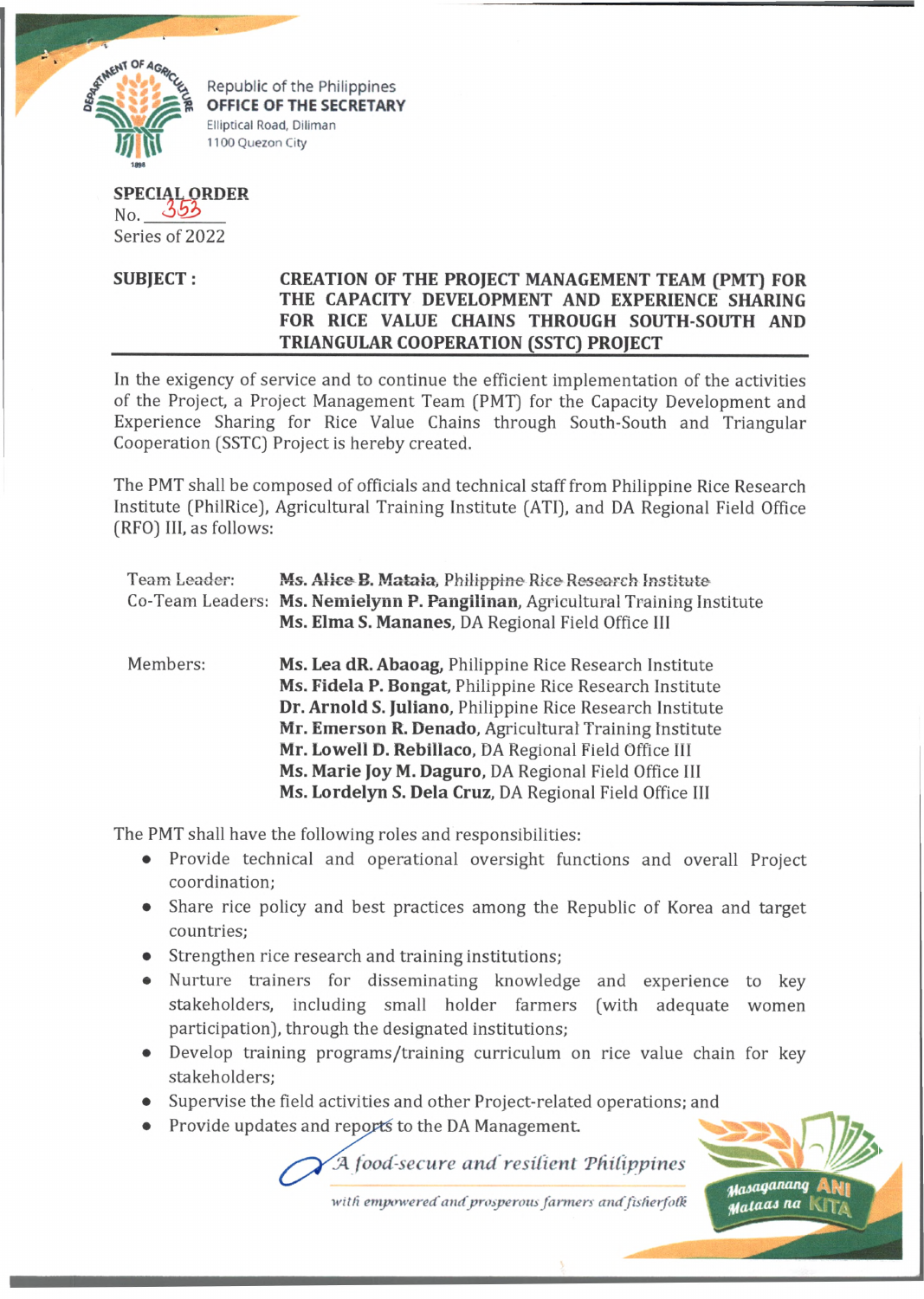Republic of the Philippines
**OFFICE OF THE SECRETARY**
Elliptical Road, Diliman
1100 Quezon City

**SPECIAL ORDER**
No. 353
Series of 2022

**SUBJECT :** **CREATION OF THE PROJECT MANAGEMENT TEAM (PMT) FOR THE CAPACITY DEVELOPMENT AND EXPERIENCE SHARING FOR RICE VALUE CHAINS THROUGH SOUTH-SOUTH AND TRIANGULAR COOPERATION (SSTC) PROJECT**

In the exigency of service and to continue the efficient implementation of the activities of the Project, a Project Management Team (PMT) for the Capacity Development and Experience Sharing for Rice Value Chains through South-South and Triangular Cooperation (SSTC) Project is hereby created.

The PMT shall be composed of officials and technical staff from Philippine Rice Research Institute (PhilRice), Agricultural Training Institute (ATI), and DA Regional Field Office (RFO) III, as follows:

| | |
|---|---|
| ~~Team Leader:~~ | ~~**Ms. Alice B. Mataia**, Philippine Rice Research Institute~~ |
| Co-Team Leaders: | **Ms. Nemielynn P. Pangilinan**, Agricultural Training Institute |
| | **Ms. Elma S. Mananes**, DA Regional Field Office III |
| Members: | **Ms. Lea dR. Abaoag**, Philippine Rice Research Institute |
| | **Ms. Fidela P. Bongat**, Philippine Rice Research Institute |
| | **Dr. Arnold S. Juliano**, Philippine Rice Research Institute |
| | **Mr. Emerson R. Denado**, Agricultural Training Institute |
| | **Mr. Lowell D. Rebillaco**, DA Regional Field Office III |
| | **Ms. Marie Joy M. Daguro**, DA Regional Field Office III |
| | **Ms. Lordelyn S. Dela Cruz**, DA Regional Field Office III |

The PMT shall have the following roles and responsibilities:

- Provide technical and operational oversight functions and overall Project coordination;
- Share rice policy and best practices among the Republic of Korea and target countries;
- Strengthen rice research and training institutions;
- Nurture trainers for disseminating knowledge and experience to key stakeholders, including small holder farmers (with adequate women participation), through the designated institutions;
- Develop training programs/training curriculum on rice value chain for key stakeholders;
- Supervise the field activities and other Project-related operations; and
- Provide updates and reports to the DA Management.

*A food-secure and resilient Philippines with empowered and prosperous farmers and fisherfolk*

Masaganang ANI Mataas na KITA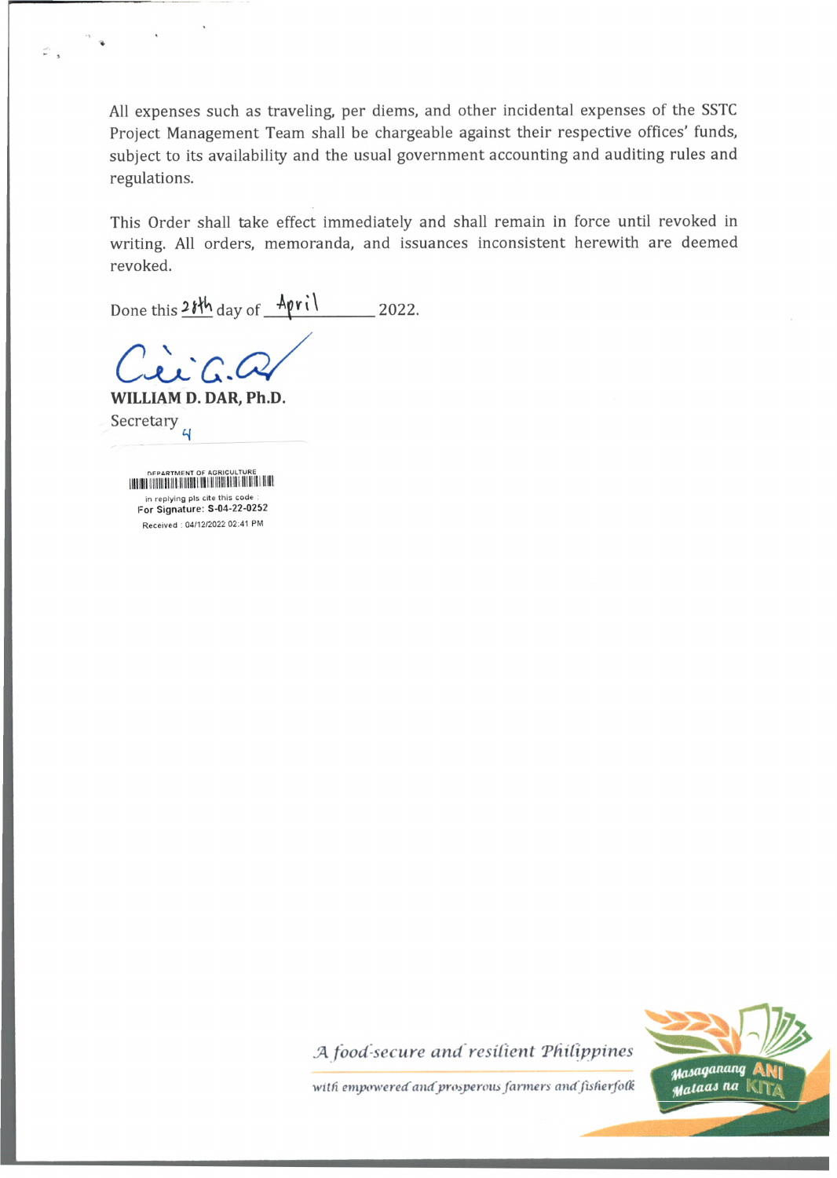All expenses such as traveling, per diems, and other incidental expenses of the SSTC Project Management Team shall be chargeable against their respective offices' funds, subject to its availability and the usual government accounting and auditing rules and regulations.

This Order shall take effect immediately and shall remain in force until revoked in writing. All orders, memoranda, and issuances inconsistent herewith are deemed revoked.

Done this 28th day of April 2022.

**WILLIAM D. DAR, Ph.D.**
Secretary

DEPARTMENT OF AGRICULTURE
in replying pls cite this code :
For Signature: S-04-22-0252
Received : 04/12/2022 02:41 PM